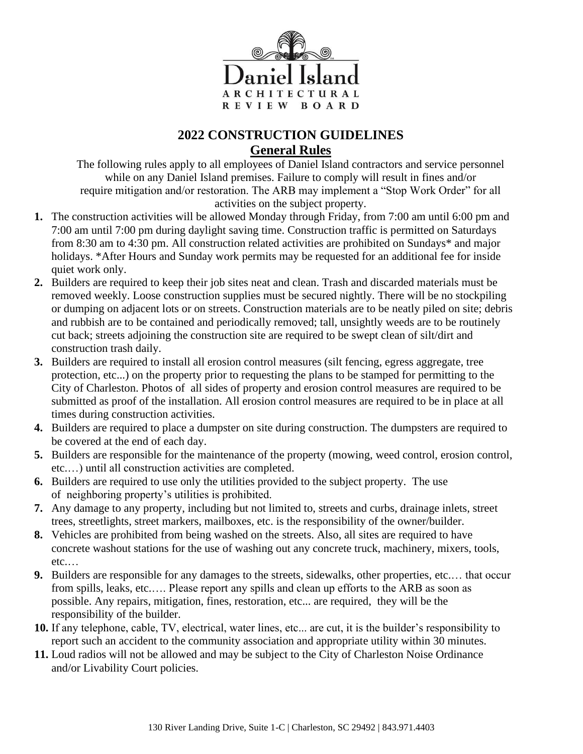Daniel Island

ARCHITECTURAL REVIEW BOARD

# 2022 CONSTRUCTION GUIDELINES

## General Rules

The following rules apply to all employees of Daniel Island contractors and service personnel while on any Daniel Island premises. Failure to comply will result in fines and/or require mitigation and/or restoration. The ARB may implement a "Stop Work Order" for all activities on the subject property.

1. The construction activities will be allowed Monday through Friday, from 7:00 am until 6:00 pm and 7:00 am until 7:00 pm during daylight saving time. Construction traffic is permitted on Saturdays from 8:30 am to 4:30 pm. All construction related activities are prohibited on Sundays* and major holidays. *After Hours and Sunday work permits may be requested for an additional fee for inside quiet work only.
2. Builders are required to keep their job sites neat and clean. Trash and discarded materials must be removed weekly. Loose construction supplies must be secured nightly. There will be no stockpiling or dumping on adjacent lots or on streets. Construction materials are to be neatly piled on site; debris and rubbish are to be contained and periodically removed; tall, unsightly weeds are to be routinely cut back; streets adjoining the construction site are required to be swept clean of silt/dirt and construction trash daily.
3. Builders are required to install all erosion control measures (silt fencing, egress aggregate, tree protection, etc...) on the property prior to requesting the plans to be stamped for permitting to the City of Charleston. Photos of all sides of property and erosion control measures are required to be submitted as proof of the installation. All erosion control measures are required to be in place at all times during construction activities.
4. Builders are required to place a dumpster on site during construction. The dumpsters are required to be covered at the end of each day.
5. Builders are responsible for the maintenance of the property (mowing, weed control, erosion control, etc.…) until all construction activities are completed.
6. Builders are required to use only the utilities provided to the subject property. The use of neighboring property's utilities is prohibited.
7. Any damage to any property, including but not limited to, streets and curbs, drainage inlets, street trees, streetlights, street markers, mailboxes, etc. is the responsibility of the owner/builder.
8. Vehicles are prohibited from being washed on the streets. Also, all sites are required to have concrete washout stations for the use of washing out any concrete truck, machinery, mixers, tools, etc.…
9. Builders are responsible for any damages to the streets, sidewalks, other properties, etc.… that occur from spills, leaks, etc.…. Please report any spills and clean up efforts to the ARB as soon as possible. Any repairs, mitigation, fines, restoration, etc... are required, they will be the responsibility of the builder.
10. If any telephone, cable, TV, electrical, water lines, etc... are cut, it is the builder's responsibility to report such an accident to the community association and appropriate utility within 30 minutes.
11. Loud radios will not be allowed and may be subject to the City of Charleston Noise Ordinance and/or Livability Court policies.

130 River Landing Drive, Suite 1-C | Charleston, SC 29492 | 843.971.4403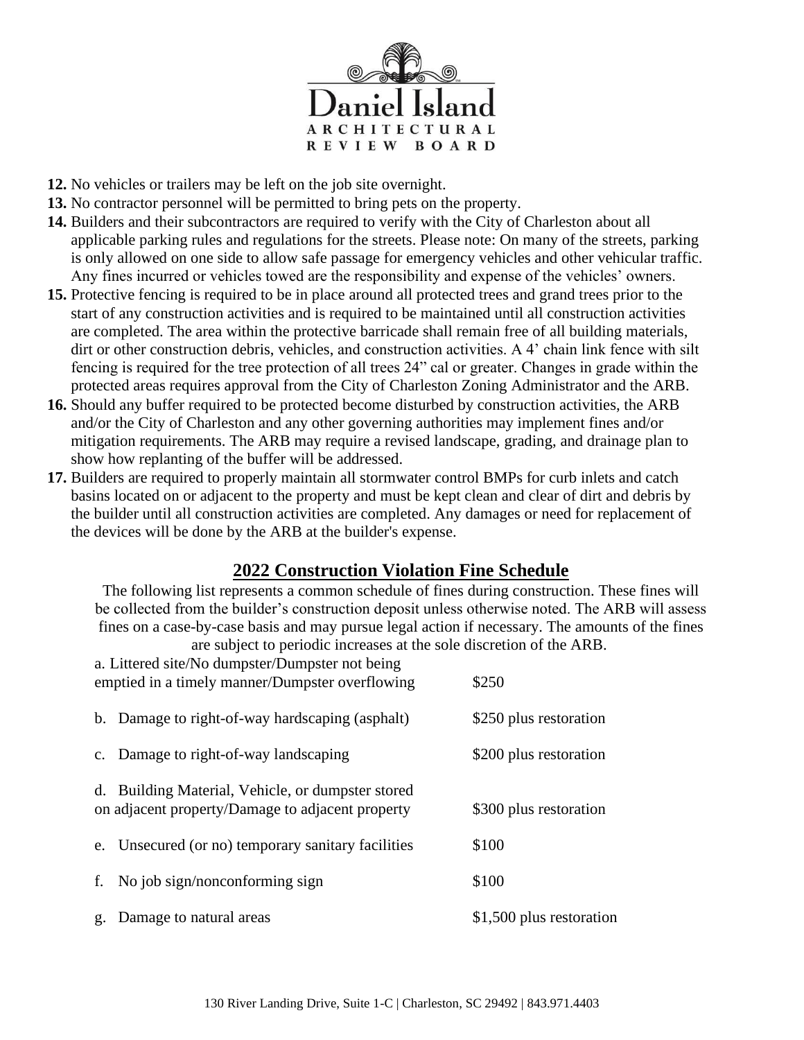12. No vehicles or trailers may be left on the job site overnight.
13. No contractor personnel will be permitted to bring pets on the property.
14. Builders and their subcontractors are required to verify with the City of Charleston about all applicable parking rules and regulations for the streets. Please note: On many of the streets, parking is only allowed on one side to allow safe passage for emergency vehicles and other vehicular traffic. Any fines incurred or vehicles towed are the responsibility and expense of the vehicles' owners.
15. Protective fencing is required to be in place around all protected trees and grand trees prior to the start of any construction activities and is required to be maintained until all construction activities are completed. The area within the protective barricade shall remain free of all building materials, dirt or other construction debris, vehicles, and construction activities. A 4' chain link fence with silt fencing is required for the tree protection of all trees 24" cal or greater. Changes in grade within the protected areas requires approval from the City of Charleston Zoning Administrator and the ARB.
16. Should any buffer required to be protected become disturbed by construction activities, the ARB and/or the City of Charleston and any other governing authorities may implement fines and/or mitigation requirements. The ARB may require a revised landscape, grading, and drainage plan to show how replanting of the buffer will be addressed.
17. Builders are required to properly maintain all stormwater control BMPs for curb inlets and catch basins located on or adjacent to the property and must be kept clean and clear of dirt and debris by the builder until all construction activities are completed. Any damages or need for replacement of the devices will be done by the ARB at the builder's expense.

## 2022 Construction Violation Fine Schedule

The following list represents a common schedule of fines during construction. These fines will be collected from the builder's construction deposit unless otherwise noted. The ARB will assess fines on a case-by-case basis and may pursue legal action if necessary. The amounts of the fines are subject to periodic increases at the sole discretion of the ARB.

| Violation | Fine |
|---|---|
| a. Littered site/No dumpster/Dumpster not being emptied in a timely manner/Dumpster overflowing | $250 |
| b. Damage to right-of-way hardscaping (asphalt) | $250 plus restoration |
| c. Damage to right-of-way landscaping | $200 plus restoration |
| d. Building Material, Vehicle, or dumpster stored on adjacent property/Damage to adjacent property | $300 plus restoration |
| e. Unsecured (or no) temporary sanitary facilities | $100 |
| f. No job sign/nonconforming sign | $100 |
| g. Damage to natural areas | $1,500 plus restoration |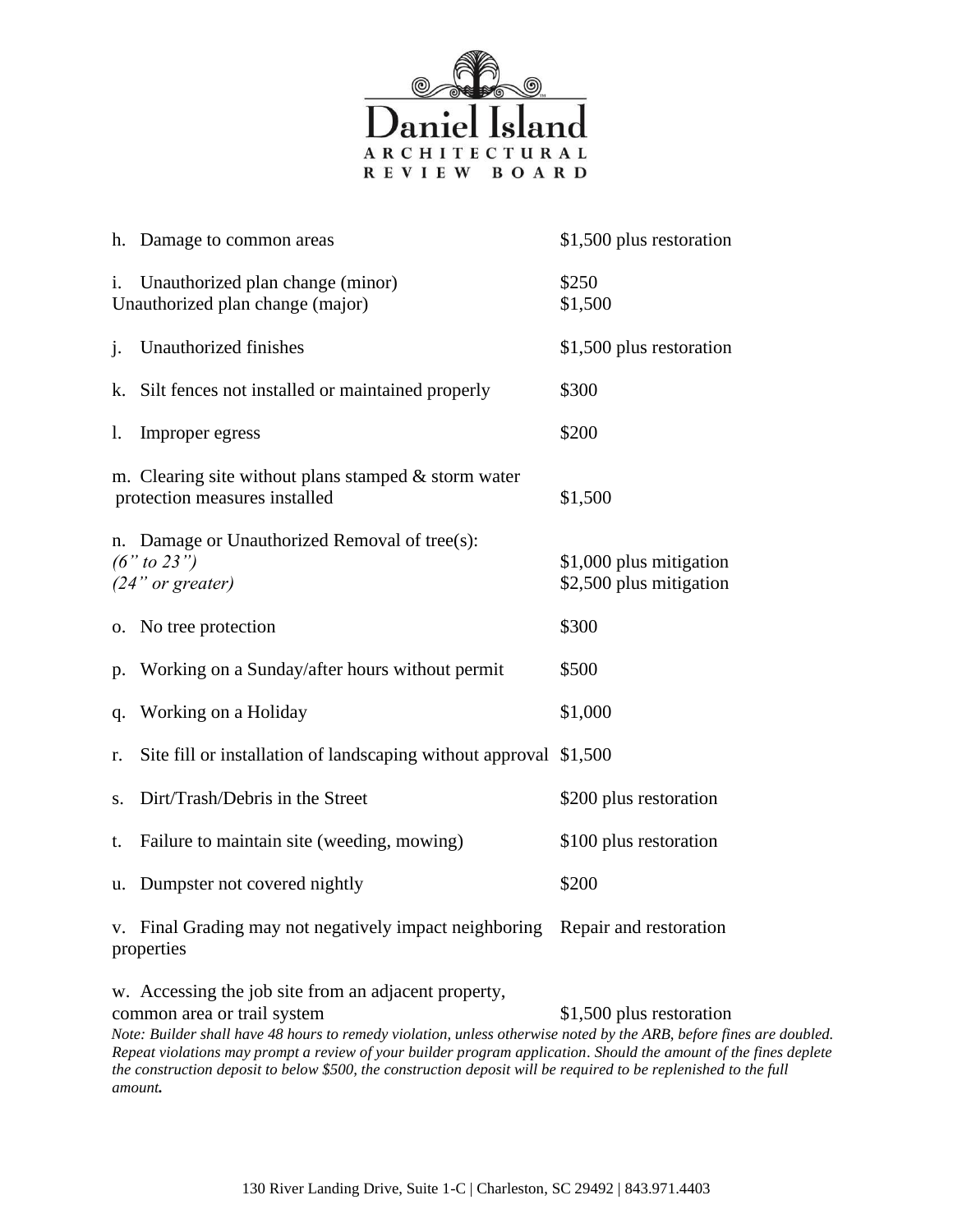| | |
|---|---|
| h. Damage to common areas | $1,500 plus restoration |
| i. Unauthorized plan change (minor) | $250 |
| Unauthorized plan change (major) | $1,500 |
| j. Unauthorized finishes | $1,500 plus restoration |
| k. Silt fences not installed or maintained properly | $300 |
| l. Improper egress | $200 |
| m. Clearing site without plans stamped & storm water protection measures installed | $1,500 |
| n. Damage or Unauthorized Removal of tree(s): | |
| *(6" to 23")* | $1,000 plus mitigation |
| *(24" or greater)* | $2,500 plus mitigation |
| o. No tree protection | $300 |
| p. Working on a Sunday/after hours without permit | $500 |
| q. Working on a Holiday | $1,000 |
| r. Site fill or installation of landscaping without approval | $1,500 |
| s. Dirt/Trash/Debris in the Street | $200 plus restoration |
| t. Failure to maintain site (weeding, mowing) | $100 plus restoration |
| u. Dumpster not covered nightly | $200 |
| v. Final Grading may not negatively impact neighboring properties | Repair and restoration |
| w. Accessing the job site from an adjacent property, common area or trail system | $1,500 plus restoration |

*Note: Builder shall have 48 hours to remedy violation, unless otherwise noted by the ARB, before fines are doubled. Repeat violations may prompt a review of your builder program application. Should the amount of the fines deplete the construction deposit to below $500, the construction deposit will be required to be replenished to the full amount.*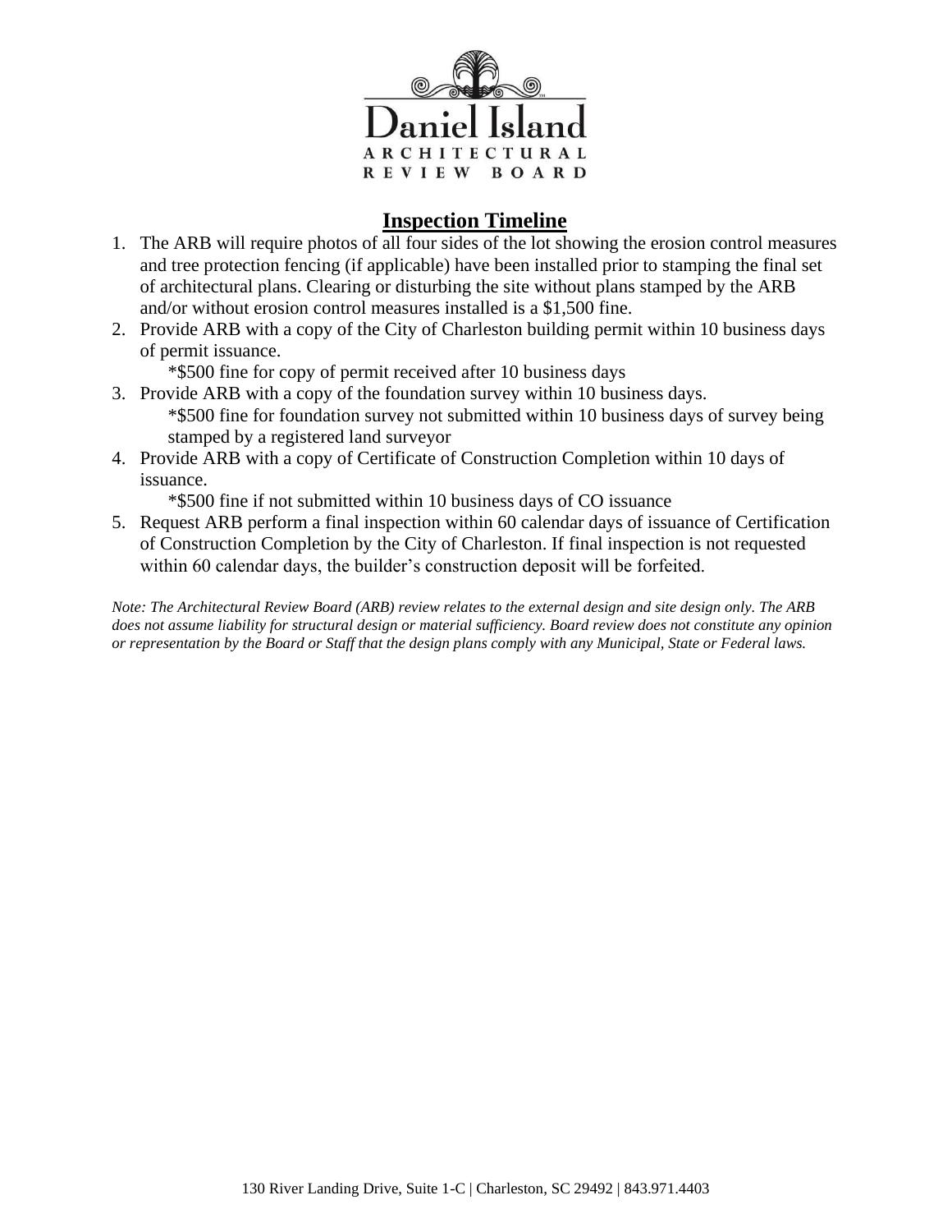Daniel Island

ARCHITECTURAL REVIEW BOARD

## Inspection Timeline

1. The ARB will require photos of all four sides of the lot showing the erosion control measures and tree protection fencing (if applicable) have been installed prior to stamping the final set of architectural plans. Clearing or disturbing the site without plans stamped by the ARB and/or without erosion control measures installed is a $1,500 fine.
2. Provide ARB with a copy of the City of Charleston building permit within 10 business days of permit issuance.
   *$500 fine for copy of permit received after 10 business days
3. Provide ARB with a copy of the foundation survey within 10 business days.
   *$500 fine for foundation survey not submitted within 10 business days of survey being stamped by a registered land surveyor
4. Provide ARB with a copy of Certificate of Construction Completion within 10 days of issuance.
   *$500 fine if not submitted within 10 business days of CO issuance
5. Request ARB perform a final inspection within 60 calendar days of issuance of Certification of Construction Completion by the City of Charleston. If final inspection is not requested within 60 calendar days, the builder's construction deposit will be forfeited.

*Note: The Architectural Review Board (ARB) review relates to the external design and site design only. The ARB does not assume liability for structural design or material sufficiency. Board review does not constitute any opinion or representation by the Board or Staff that the design plans comply with any Municipal, State or Federal laws.*

130 River Landing Drive, Suite 1-C | Charleston, SC 29492 | 843.971.4403